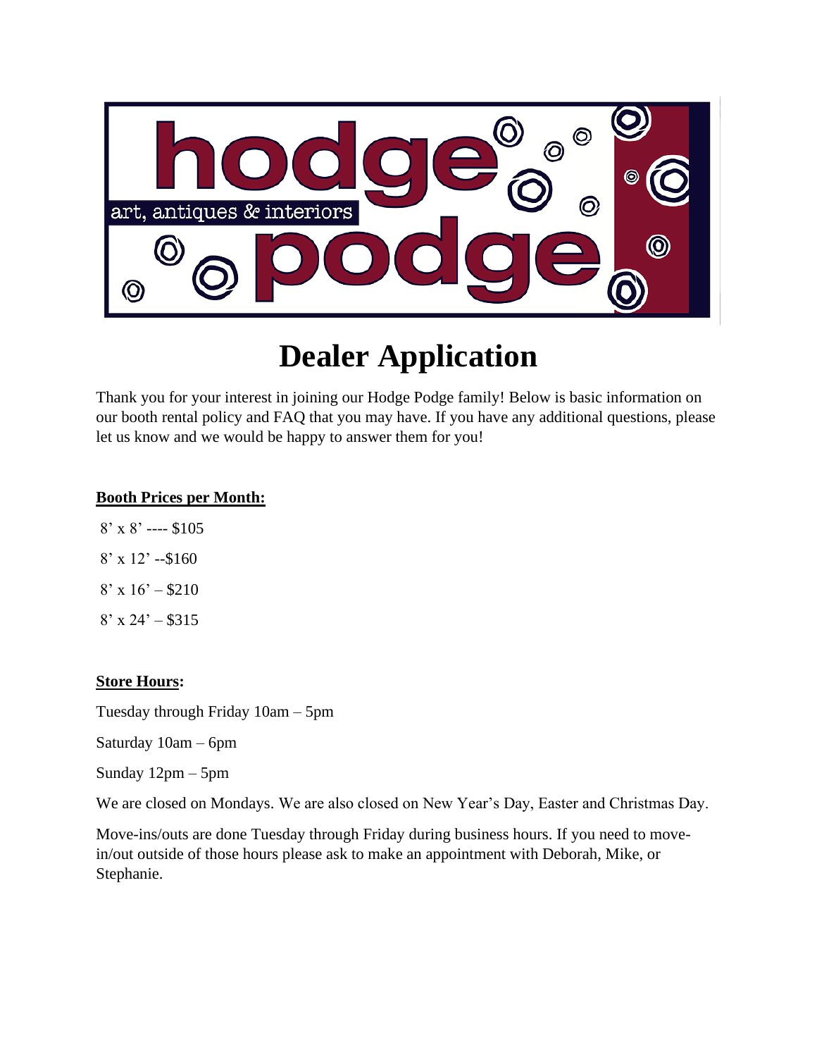hodge podge

art, antiques & interiors

# Dealer Application

Thank you for your interest in joining our Hodge Podge family! Below is basic information on our booth rental policy and FAQ that you may have. If you have any additional questions, please let us know and we would be happy to answer them for you!

**Booth Prices per Month:**

8' x 8' ---- $105

8' x 12' --$160

8' x 16' – $210

8' x 24' – $315

**Store Hours:**

Tuesday through Friday 10am – 5pm

Saturday 10am – 6pm

Sunday 12pm – 5pm

We are closed on Mondays. We are also closed on New Year's Day, Easter and Christmas Day.

Move-ins/outs are done Tuesday through Friday during business hours. If you need to move-in/out outside of those hours please ask to make an appointment with Deborah, Mike, or Stephanie.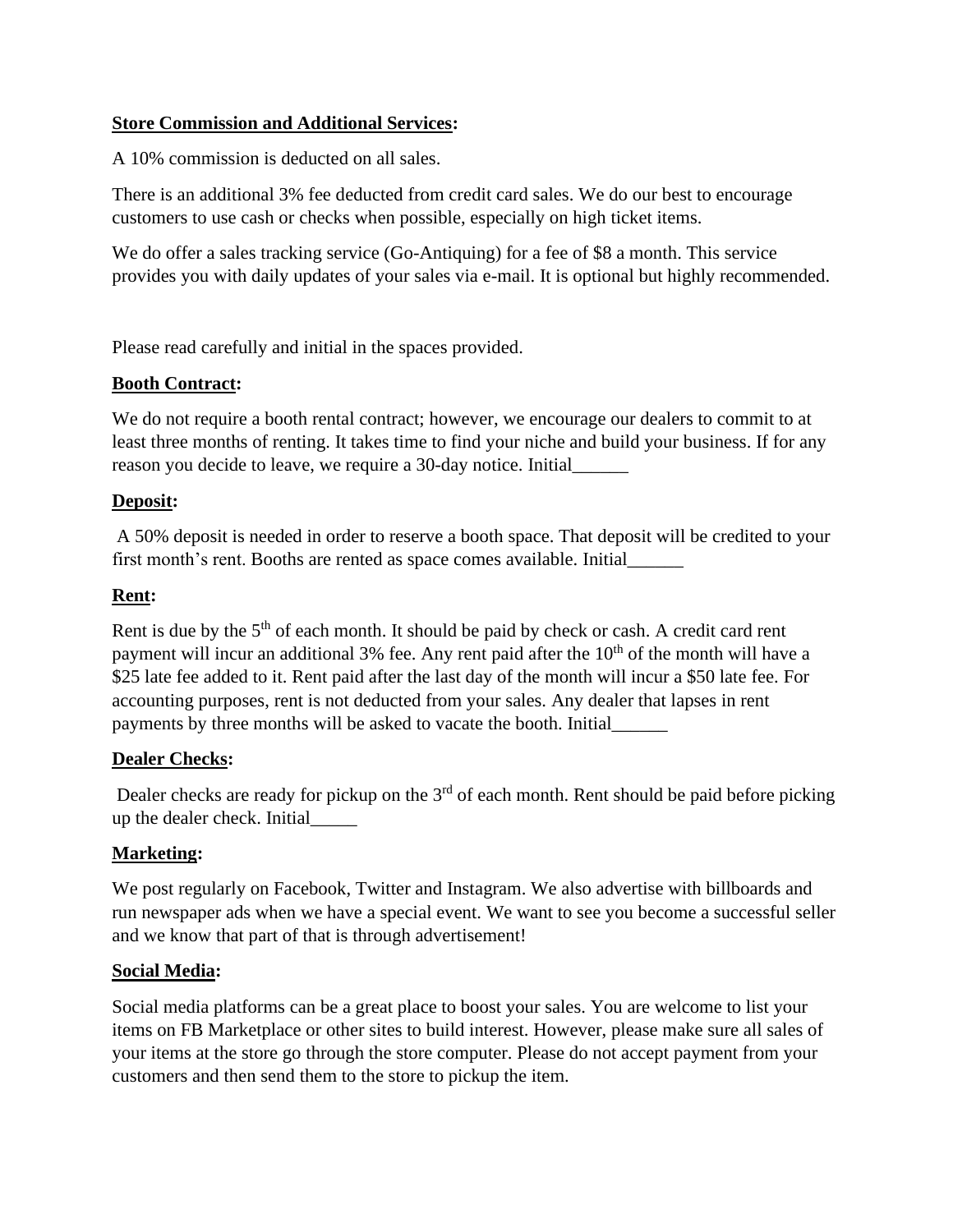**Store Commission and Additional Services:**

A 10% commission is deducted on all sales.

There is an additional 3% fee deducted from credit card sales. We do our best to encourage customers to use cash or checks when possible, especially on high ticket items.

We do offer a sales tracking service (Go-Antiquing) for a fee of $8 a month. This service provides you with daily updates of your sales via e-mail. It is optional but highly recommended.

Please read carefully and initial in the spaces provided.

**Booth Contract:**

We do not require a booth rental contract; however, we encourage our dealers to commit to at least three months of renting. It takes time to find your niche and build your business. If for any reason you decide to leave, we require a 30-day notice. Initial______

**Deposit:**

A 50% deposit is needed in order to reserve a booth space. That deposit will be credited to your first month's rent. Booths are rented as space comes available. Initial______

**Rent:**

Rent is due by the 5th of each month. It should be paid by check or cash. A credit card rent payment will incur an additional 3% fee. Any rent paid after the 10th of the month will have a $25 late fee added to it. Rent paid after the last day of the month will incur a $50 late fee. For accounting purposes, rent is not deducted from your sales. Any dealer that lapses in rent payments by three months will be asked to vacate the booth. Initial______

**Dealer Checks:**

Dealer checks are ready for pickup on the 3rd of each month. Rent should be paid before picking up the dealer check. Initial_____

**Marketing:**

We post regularly on Facebook, Twitter and Instagram. We also advertise with billboards and run newspaper ads when we have a special event. We want to see you become a successful seller and we know that part of that is through advertisement!

**Social Media:**

Social media platforms can be a great place to boost your sales. You are welcome to list your items on FB Marketplace or other sites to build interest. However, please make sure all sales of your items at the store go through the store computer. Please do not accept payment from your customers and then send them to the store to pickup the item.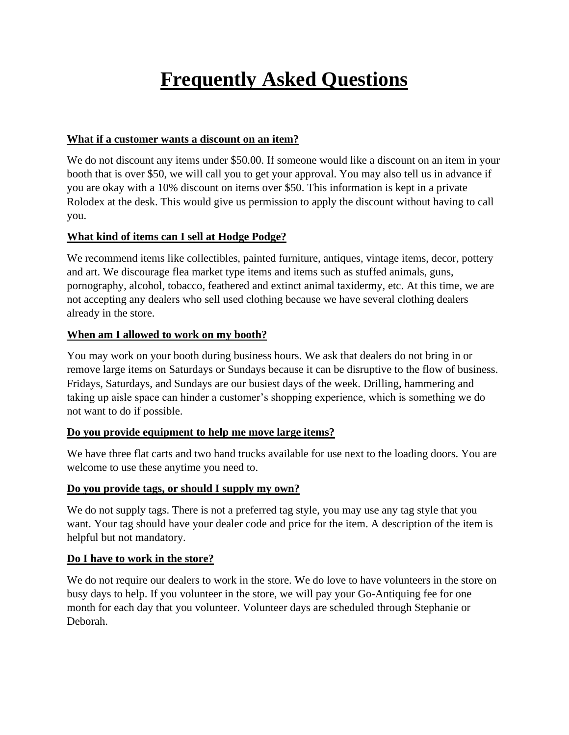# Frequently Asked Questions

**What if a customer wants a discount on an item?**

We do not discount any items under $50.00. If someone would like a discount on an item in your booth that is over $50, we will call you to get your approval. You may also tell us in advance if you are okay with a 10% discount on items over $50. This information is kept in a private Rolodex at the desk. This would give us permission to apply the discount without having to call you.

**What kind of items can I sell at Hodge Podge?**

We recommend items like collectibles, painted furniture, antiques, vintage items, decor, pottery and art. We discourage flea market type items and items such as stuffed animals, guns, pornography, alcohol, tobacco, feathered and extinct animal taxidermy, etc. At this time, we are not accepting any dealers who sell used clothing because we have several clothing dealers already in the store.

**When am I allowed to work on my booth?**

You may work on your booth during business hours. We ask that dealers do not bring in or remove large items on Saturdays or Sundays because it can be disruptive to the flow of business. Fridays, Saturdays, and Sundays are our busiest days of the week. Drilling, hammering and taking up aisle space can hinder a customer's shopping experience, which is something we do not want to do if possible.

**Do you provide equipment to help me move large items?**

We have three flat carts and two hand trucks available for use next to the loading doors. You are welcome to use these anytime you need to.

**Do you provide tags, or should I supply my own?**

We do not supply tags. There is not a preferred tag style, you may use any tag style that you want. Your tag should have your dealer code and price for the item. A description of the item is helpful but not mandatory.

**Do I have to work in the store?**

We do not require our dealers to work in the store. We do love to have volunteers in the store on busy days to help. If you volunteer in the store, we will pay your Go-Antiquing fee for one month for each day that you volunteer. Volunteer days are scheduled through Stephanie or Deborah.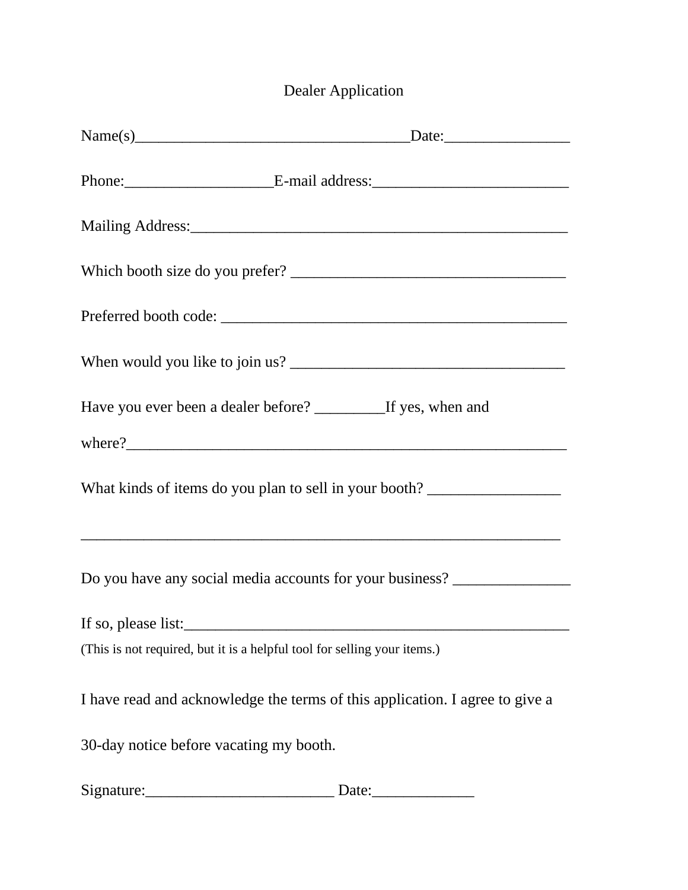# Dealer Application

Name(s)___________________________________Date:________________

Phone:___________________E-mail address:_________________________

Mailing Address:________________________________________________

Which booth size do you prefer? ___________________________________

Preferred booth code: ____________________________________________

When would you like to join us? ___________________________________

Have you ever been a dealer before? _________If yes, when and

where?__________________________________________________________

What kinds of items do you plan to sell in your booth? _________________

______________________________________________________________

Do you have any social media accounts for your business? _______________

If so, please list:__________________________________________________

(This is not required, but it is a helpful tool for selling your items.)

I have read and acknowledge the terms of this application. I agree to give a 30-day notice before vacating my booth.

Signature:________________________ Date:_____________